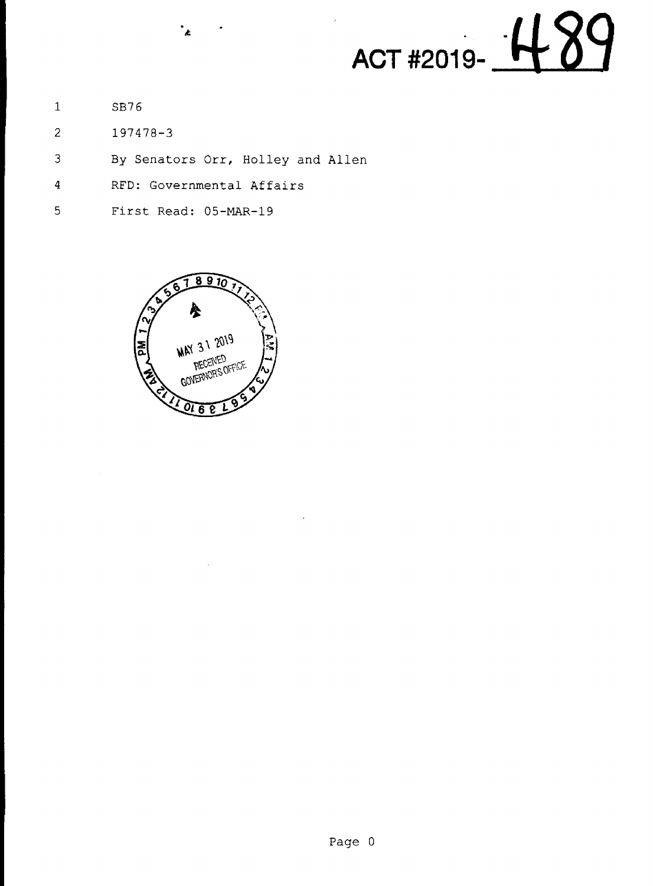**ACT #2019-489**

1 SB76

2 197478-3

3 By Senators Orr, Holley and Allen

4 RFD: Governmental Affairs

5 First Read: 05-MAR-19

MAY 31 2019
RECEIVED
GOVERNOR'S OFFICE

Page 0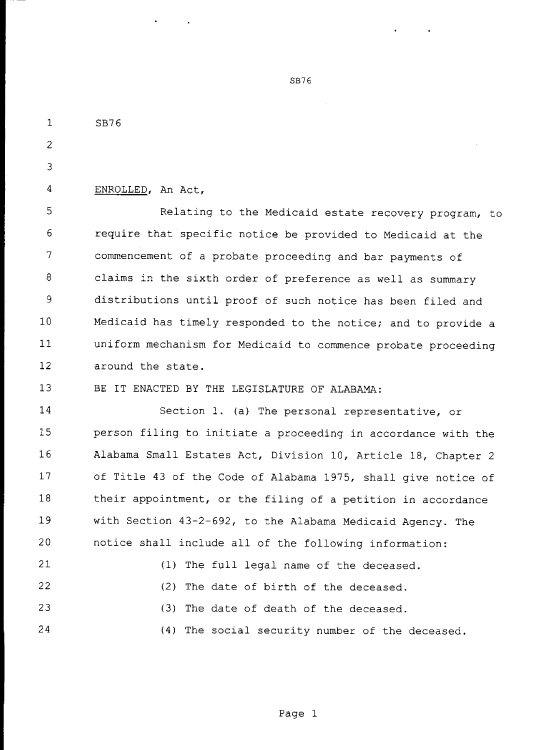SB76

ENROLLED, An Act,

Relating to the Medicaid estate recovery program, to require that specific notice be provided to Medicaid at the commencement of a probate proceeding and bar payments of claims in the sixth order of preference as well as summary distributions until proof of such notice has been filed and Medicaid has timely responded to the notice; and to provide a uniform mechanism for Medicaid to commence probate proceeding around the state.

BE IT ENACTED BY THE LEGISLATURE OF ALABAMA:

Section 1. (a) The personal representative, or person filing to initiate a proceeding in accordance with the Alabama Small Estates Act, Division 10, Article 18, Chapter 2 of Title 43 of the Code of Alabama 1975, shall give notice of their appointment, or the filing of a petition in accordance with Section 43-2-692, to the Alabama Medicaid Agency. The notice shall include all of the following information:

(1) The full legal name of the deceased.

(2) The date of birth of the deceased.

(3) The date of death of the deceased.

(4) The social security number of the deceased.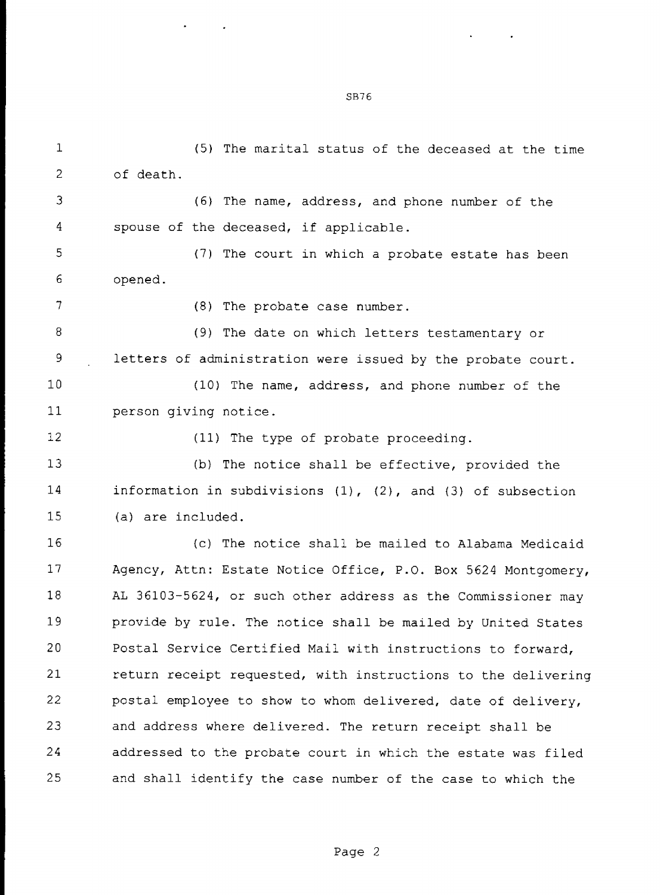(5) The marital status of the deceased at the time of death.

(6) The name, address, and phone number of the spouse of the deceased, if applicable.

(7) The court in which a probate estate has been opened.

(8) The probate case number.

(9) The date on which letters testamentary or letters of administration were issued by the probate court.

(10) The name, address, and phone number of the person giving notice.

(11) The type of probate proceeding.

(b) The notice shall be effective, provided the information in subdivisions (1), (2), and (3) of subsection (a) are included.

(c) The notice shall be mailed to Alabama Medicaid Agency, Attn: Estate Notice Office, P.O. Box 5624 Montgomery, AL 36103-5624, or such other address as the Commissioner may provide by rule. The notice shall be mailed by United States Postal Service Certified Mail with instructions to forward, return receipt requested, with instructions to the delivering postal employee to show to whom delivered, date of delivery, and address where delivered. The return receipt shall be addressed to the probate court in which the estate was filed and shall identify the case number of the case to which the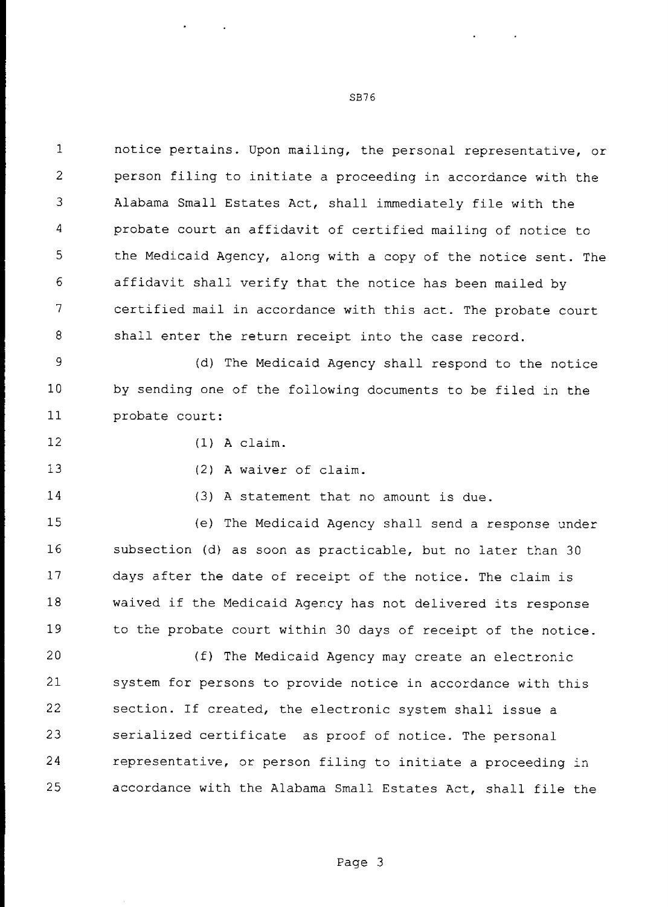notice pertains. Upon mailing, the personal representative, or person filing to initiate a proceeding in accordance with the Alabama Small Estates Act, shall immediately file with the probate court an affidavit of certified mailing of notice to the Medicaid Agency, along with a copy of the notice sent. The affidavit shall verify that the notice has been mailed by certified mail in accordance with this act. The probate court shall enter the return receipt into the case record.

(d) The Medicaid Agency shall respond to the notice by sending one of the following documents to be filed in the probate court:

(1) A claim.

(2) A waiver of claim.

(3) A statement that no amount is due.

(e) The Medicaid Agency shall send a response under subsection (d) as soon as practicable, but no later than 30 days after the date of receipt of the notice. The claim is waived if the Medicaid Agency has not delivered its response to the probate court within 30 days of receipt of the notice.

(f) The Medicaid Agency may create an electronic system for persons to provide notice in accordance with this section. If created, the electronic system shall issue a serialized certificate as proof of notice. The personal representative, or person filing to initiate a proceeding in accordance with the Alabama Small Estates Act, shall file the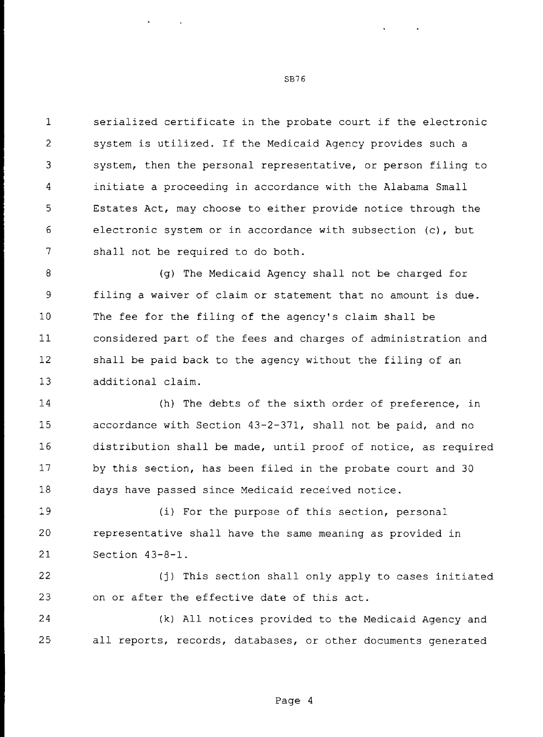serialized certificate in the probate court if the electronic system is utilized. If the Medicaid Agency provides such a system, then the personal representative, or person filing to initiate a proceeding in accordance with the Alabama Small Estates Act, may choose to either provide notice through the electronic system or in accordance with subsection (c), but shall not be required to do both.

(g) The Medicaid Agency shall not be charged for filing a waiver of claim or statement that no amount is due. The fee for the filing of the agency's claim shall be considered part of the fees and charges of administration and shall be paid back to the agency without the filing of an additional claim.

(h) The debts of the sixth order of preference, in accordance with Section 43-2-371, shall not be paid, and no distribution shall be made, until proof of notice, as required by this section, has been filed in the probate court and 30 days have passed since Medicaid received notice.

(i) For the purpose of this section, personal representative shall have the same meaning as provided in Section 43-8-1.

(j) This section shall only apply to cases initiated on or after the effective date of this act.

(k) All notices provided to the Medicaid Agency and all reports, records, databases, or other documents generated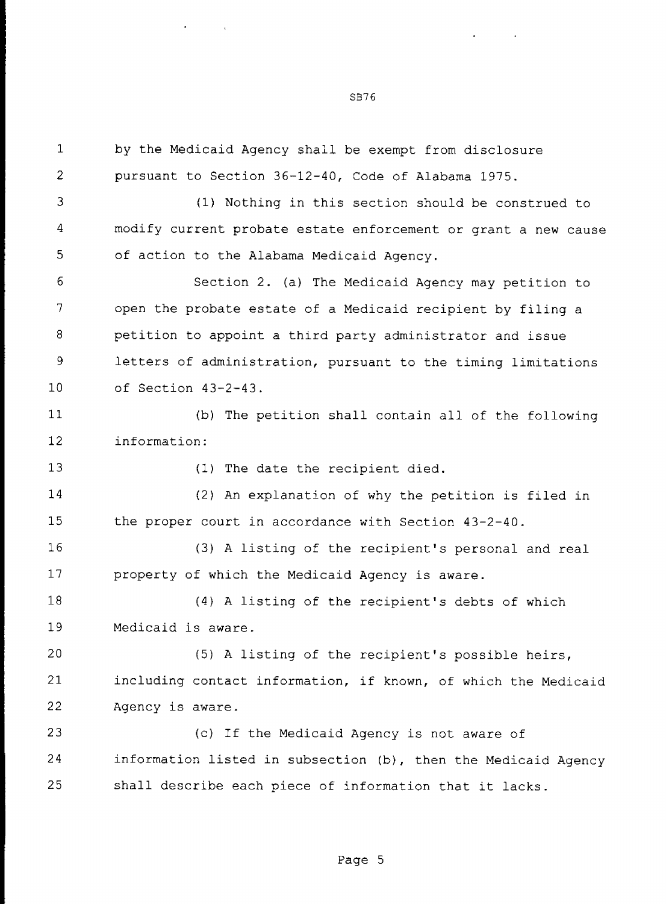by the Medicaid Agency shall be exempt from disclosure pursuant to Section 36-12-40, Code of Alabama 1975.

(1) Nothing in this section should be construed to modify current probate estate enforcement or grant a new cause of action to the Alabama Medicaid Agency.

Section 2. (a) The Medicaid Agency may petition to open the probate estate of a Medicaid recipient by filing a petition to appoint a third party administrator and issue letters of administration, pursuant to the timing limitations of Section 43-2-43.

(b) The petition shall contain all of the following information:

(1) The date the recipient died.

(2) An explanation of why the petition is filed in the proper court in accordance with Section 43-2-40.

(3) A listing of the recipient's personal and real property of which the Medicaid Agency is aware.

(4) A listing of the recipient's debts of which Medicaid is aware.

(5) A listing of the recipient's possible heirs, including contact information, if known, of which the Medicaid Agency is aware.

(c) If the Medicaid Agency is not aware of information listed in subsection (b), then the Medicaid Agency shall describe each piece of information that it lacks.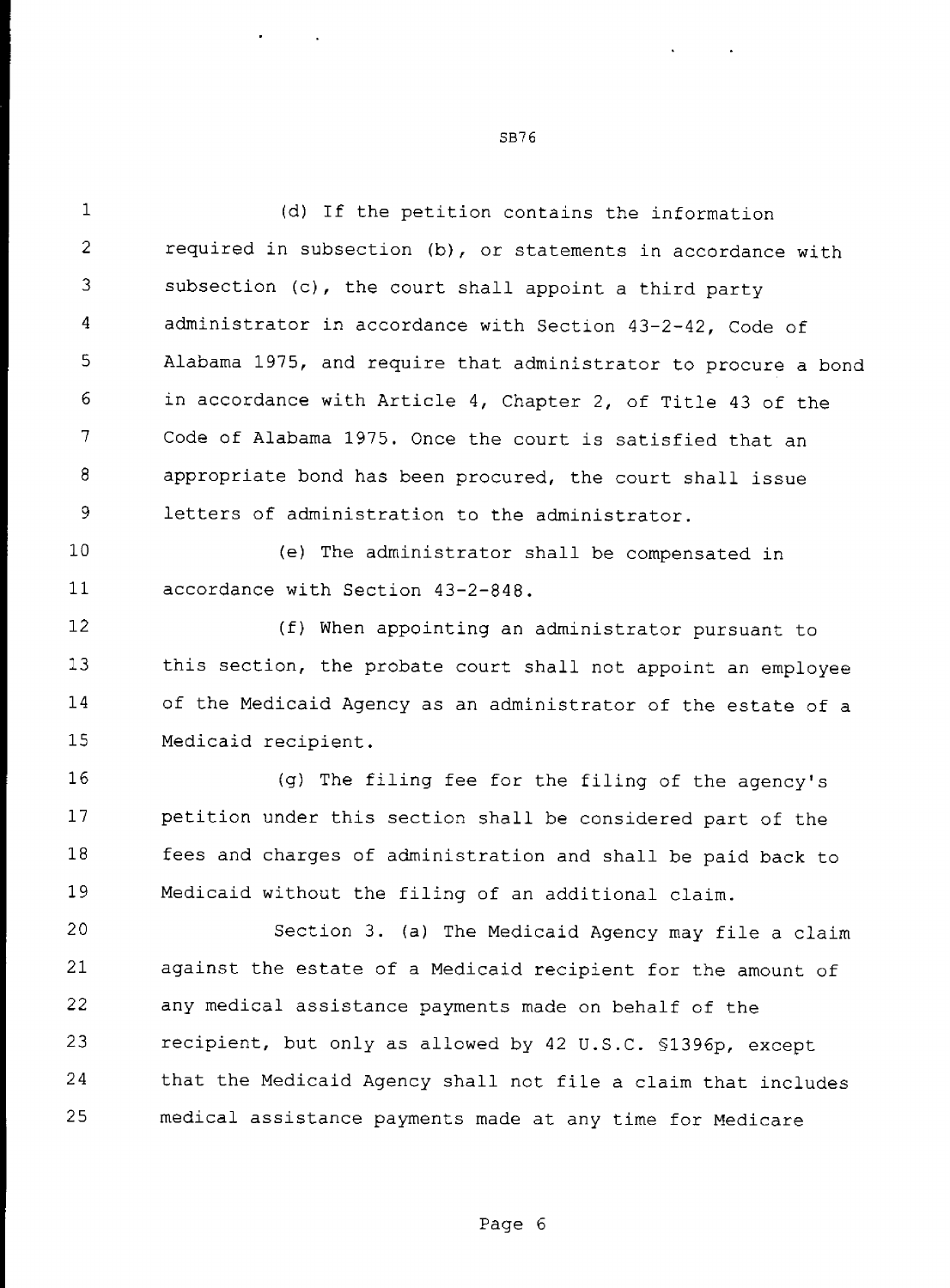(d) If the petition contains the information required in subsection (b), or statements in accordance with subsection (c), the court shall appoint a third party administrator in accordance with Section 43-2-42, Code of Alabama 1975, and require that administrator to procure a bond in accordance with Article 4, Chapter 2, of Title 43 of the Code of Alabama 1975. Once the court is satisfied that an appropriate bond has been procured, the court shall issue letters of administration to the administrator.

(e) The administrator shall be compensated in accordance with Section 43-2-848.

(f) When appointing an administrator pursuant to this section, the probate court shall not appoint an employee of the Medicaid Agency as an administrator of the estate of a Medicaid recipient.

(g) The filing fee for the filing of the agency's petition under this section shall be considered part of the fees and charges of administration and shall be paid back to Medicaid without the filing of an additional claim.

Section 3. (a) The Medicaid Agency may file a claim against the estate of a Medicaid recipient for the amount of any medical assistance payments made on behalf of the recipient, but only as allowed by 42 U.S.C. §1396p, except that the Medicaid Agency shall not file a claim that includes medical assistance payments made at any time for Medicare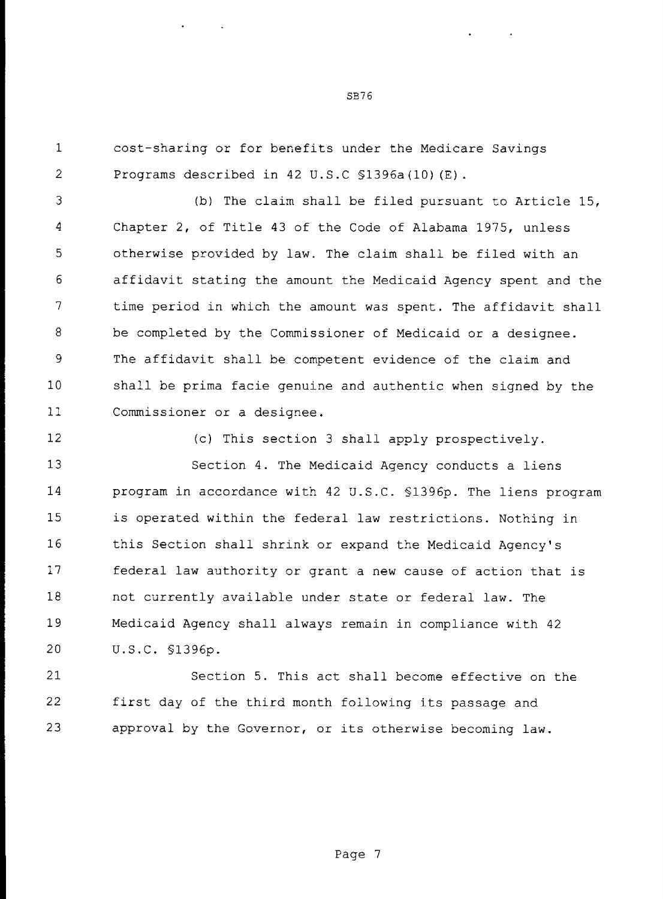cost-sharing or for benefits under the Medicare Savings Programs described in 42 U.S.C §1396a(10)(E).

(b) The claim shall be filed pursuant to Article 15, Chapter 2, of Title 43 of the Code of Alabama 1975, unless otherwise provided by law. The claim shall be filed with an affidavit stating the amount the Medicaid Agency spent and the time period in which the amount was spent. The affidavit shall be completed by the Commissioner of Medicaid or a designee. The affidavit shall be competent evidence of the claim and shall be prima facie genuine and authentic when signed by the Commissioner or a designee.

(c) This section 3 shall apply prospectively.

Section 4. The Medicaid Agency conducts a liens program in accordance with 42 U.S.C. §1396p. The liens program is operated within the federal law restrictions. Nothing in this Section shall shrink or expand the Medicaid Agency's federal law authority or grant a new cause of action that is not currently available under state or federal law. The Medicaid Agency shall always remain in compliance with 42 U.S.C. §1396p.

Section 5. This act shall become effective on the first day of the third month following its passage and approval by the Governor, or its otherwise becoming law.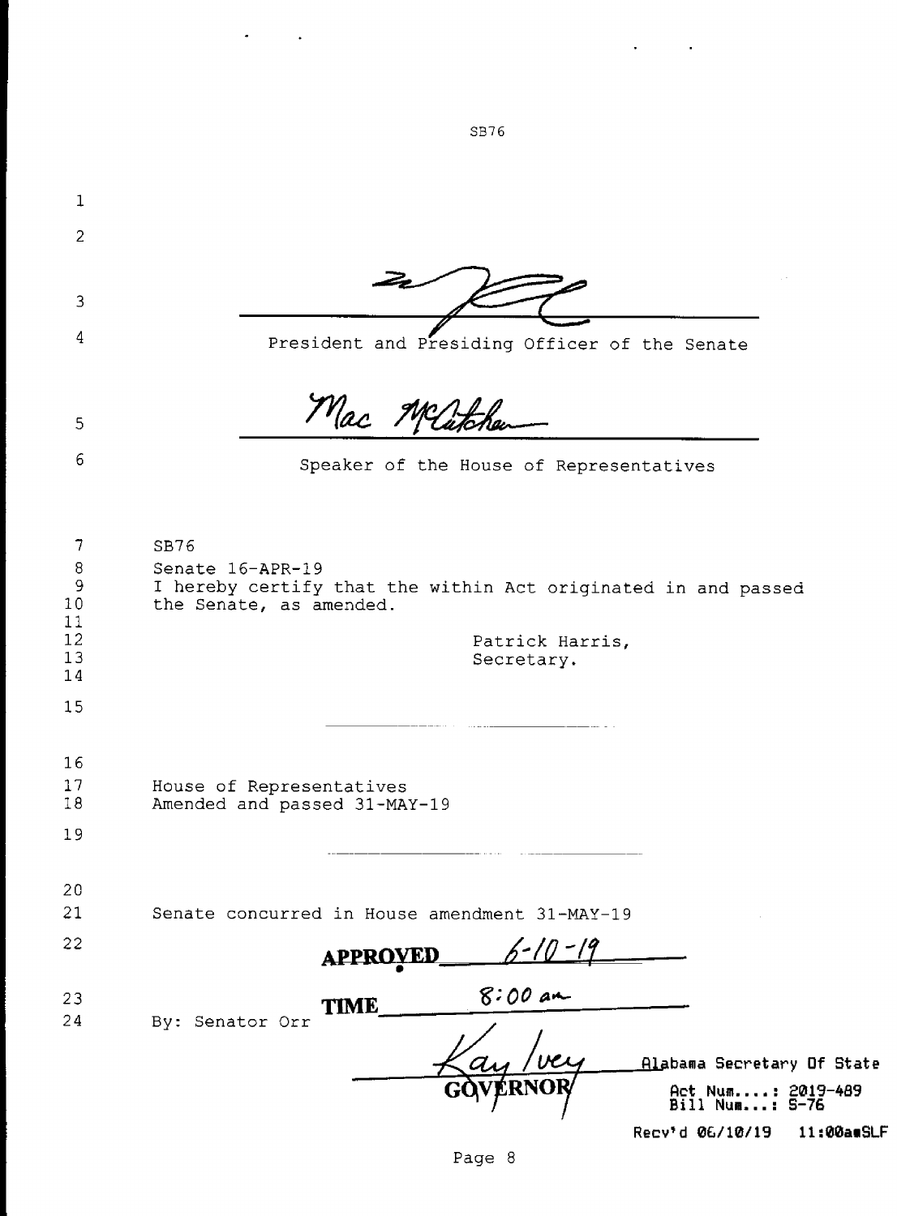SB76

President and Presiding Officer of the Senate

Mac McCutcheon

Speaker of the House of Representatives

SB76
Senate 16-APR-19
I hereby certify that the within Act originated in and passed the Senate, as amended.

Patrick Harris,
Secretary.

House of Representatives
Amended and passed 31-MAY-19

Senate concurred in House amendment 31-MAY-19

By: Senator Orr

**APPROVED** 6-10-19

**TIME** 8:00 am

Kay Ivey
**GOVERNOR**

Alabama Secretary Of State
Act Num....: 2019-489
Bill Num...: S-76
Recv'd 06/10/19 11:00am SLF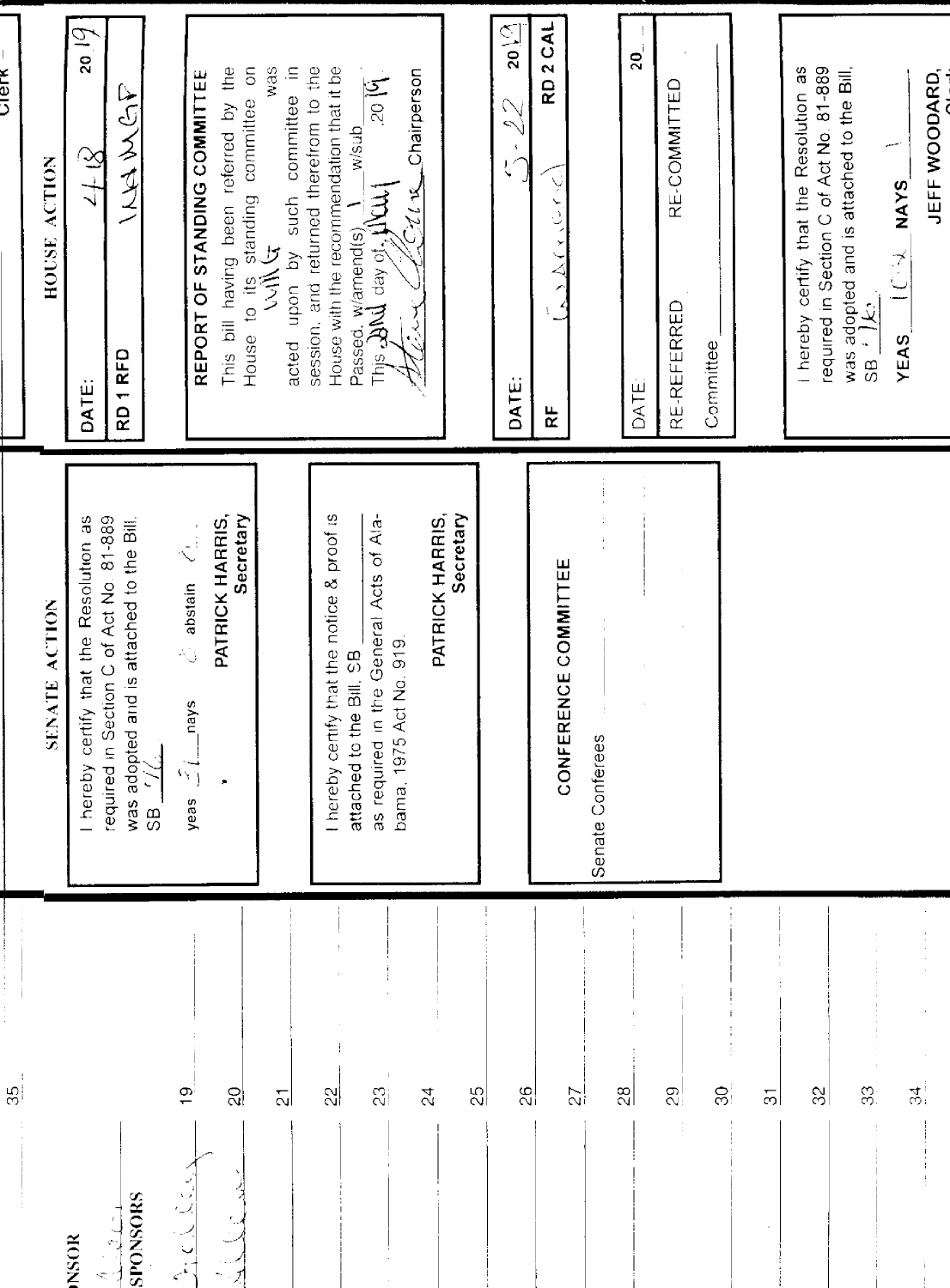SPONSOR

SPONSORS

## SENATE ACTION

I hereby certify that the Resolution as required in Section C of Act No. 81-889 was adopted and is attached to the Bill, SB 46

yeas 31 nays 0 abstain 0

**PATRICK HARRIS, Secretary**

I hereby certify that the notice & proof is attached to the Bill, SB ______ as required in the General Acts of Alabama, 1975 Act No. 919.

**PATRICK HARRIS, Secretary**

### CONFERENCE COMMITTEE

Senate Conferees ______

## HOUSE ACTION

DATE: 4-18 2019

RD 1 RFD Ways & Means General Fund

**REPORT OF STANDING COMMITTEE**

This bill having been referred by the House to its standing committee on WMGF was acted upon by such committee in session, and returned therefrom to the House with the recommendation that it be Passed, w/amend(s) 1 w/sub ______

This 2nd day of May 2019

______ Chairperson

DATE: 5-22 2019

RF Sanderford RD 2 CAL

DATE: ______ 20__

RE-REFERRED RE-COMMITTED

Committee ______

I hereby certify that the Resolution as required in Section C of Act No. 81-889 was adopted and is attached to the Bill, SB 46

**YEAS** 104 **NAYS** 1

**JEFF WOODARD, Clerk**